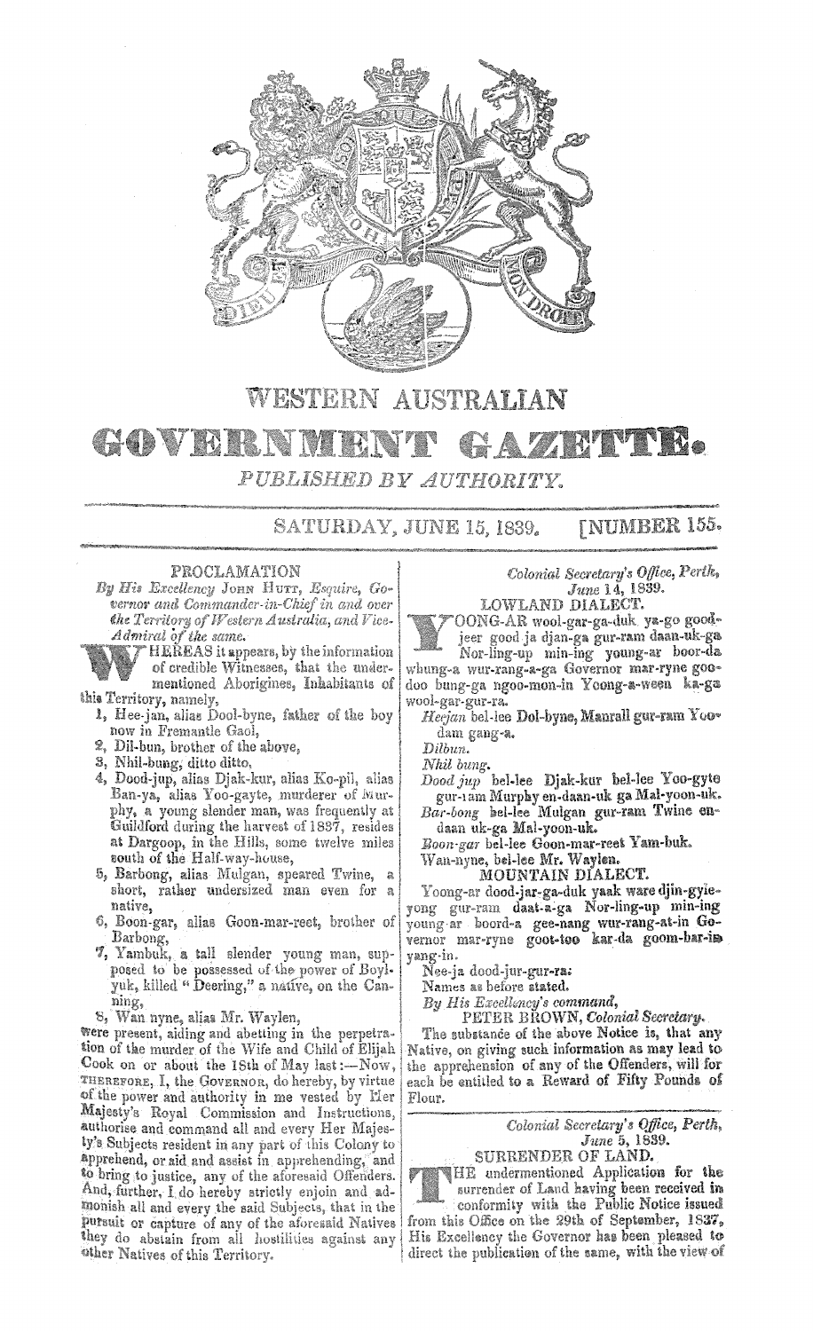# WESTERN AUSTRALIAN GOVERNMENT GAZETTE.

*PUBLISHED BY AUTHORITY.*

SATURDAY, JUNE 15, 1839. [NUMBER 155.

## PROCLAMATION

*By His Excellency* JOHN HUTT, *Esquire, Governor and Commander-in-Chief in and over the Territory of Western Australia, and Vice-Admiral of the same.*

WHEREAS it appears, by the information of credible Witnesses, that the under-mentioned Aborigines, Inhabitants of this Territory, namely,

1. Hee-jan, alias Dool-byne, father of the boy now in Fremantle Gaol,
2. Dil-bun, brother of the above,
3. Nhil-bung, ditto ditto,
4. Dood-jup, alias Djak-kur, alias Ko-pil, alias Ban-ya, alias Yoo-gayte, murderer of Murphy, a young slender man, was frequently at Guildford during the harvest of 1837, resides at Dargoop, in the Hills, some twelve miles south of the Half-way-house,
5. Barbong, alias Mulgan, speared Twine, a short, rather undersized man even for a native,
6. Boon-gar, alias Goon-mar-reet, brother of Barbong,
7. Yambuk, a tall slender young man, supposed to be possessed of the power of Boyl-yuk, killed "Deering," a native, on the Canning,
8. Wan nyne, alias Mr. Waylen,

were present, aiding and abetting in the perpetration of the murder of the Wife and Child of Elijah Cook on or about the 18th of May last:—Now, THEREFORE, I, the GOVERNOR, do hereby, by virtue of the power and authority in me vested by Her Majesty's Royal Commission and Instructions, authorise and command all and every Her Majesty's Subjects resident in any part of this Colony to apprehend, or aid and assist in apprehending, and to bring to justice, any of the aforesaid Offenders. And, further, I do hereby strictly enjoin and admonish all and every the said Subjects, that in the pursuit or capture of any of the aforesaid Natives they do abstain from all hostilities against any other Natives of this Territory.

*Colonial Secretary's Office, Perth, June 14, 1839.*

### LOWLAND DIALECT.

YOONG-AR wool-gar-ga-duk ya-go good-jeer good ja djan-ga gur-ram daan-uk-ga Nor-ling-up min-ing young-ar boor-da whung-a wur-rang-a-ga Governor mar-ryne goo-doo bung-ga ngoo-mon-in Yoong-a-ween ka-ga wool-gar-gur-ra.

*Heejan* bel-lee Dol-byne, Manrall gur-ram Yoo-dam gang-a.

*Dilbun.*

*Nhil bung.*

*Dood jup* bel-lee Djak-kur bel-lee Yoo-gyte gur-ram Murphy en-daan-uk ga Mal-yoon-uk.

*Bar-bong* bel-lee Mulgan gur-ram Twine en-daan uk-ga Mal-yoon-uk.

*Boon-gar* bel-lee Goon-mar-reet Yam-buk.

Wan-nyne, bel-lee Mr. Waylen.

### MOUNTAIN DIALECT.

Yoong-ar dood-jar-ga-duk yaak ware djin-gyie-yong gur-ram daat-a-ga Nor-ling-up min-ing young-ar boord-a gee-nang wur-rang-at-in Governor mar-ryne goot-too kar-da goom-bar-in yang-in.

Nee-ja dood-jur-gur-ra:

Names as before stated.

*By His Excellency's command,*
PETER BROWN, *Colonial Secretary.*

The substance of the above Notice is, that any Native, on giving such information as may lead to the apprehension of any of the Offenders, will for each be entitled to a Reward of Fifty Pounds of Flour.

*Colonial Secretary's Office, Perth, June 5, 1839.*

### SURRENDER OF LAND.

THE undermentioned Application for the surrender of Land having been received in conformity with the Public Notice issued from this Office on the 29th of September, 1837, His Excellency the Governor has been pleased to direct the publication of the same, with the view of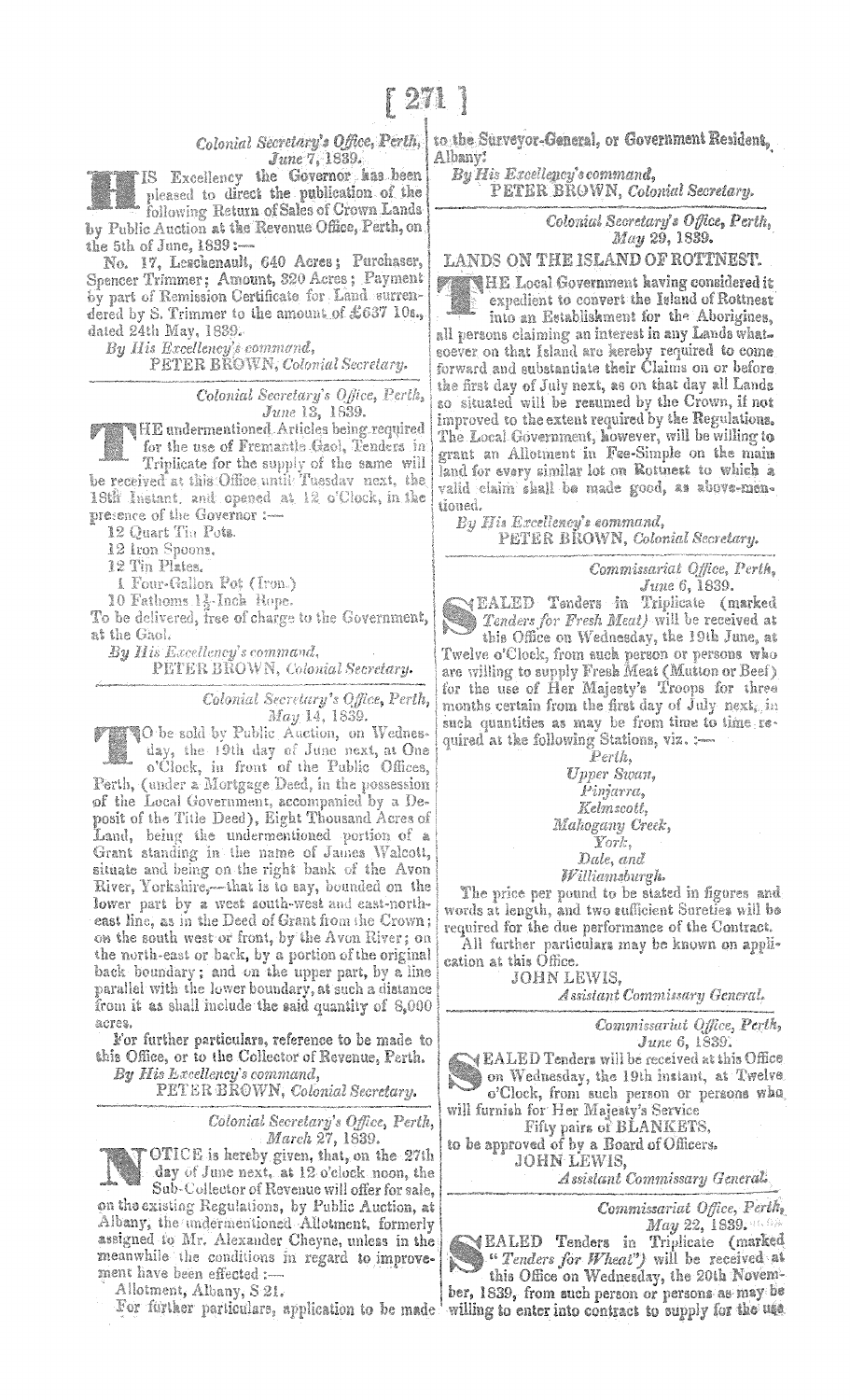*Colonial Secretary's Office, Perth,*
*June 7, 1839.*

HIS Excellency the Governor has been pleased to direct the publication of the following Return of Sales of Crown Lands by Public Auction at the Revenue Office, Perth, on the 5th of June, 1839:—

No. 17, Leschenault, 640 Acres; Purchaser, Spencer Trimmer; Amount, 320 Acres; Payment by part of Remission Certificate for Land surrendered by S. Trimmer to the amount of £637 10s., dated 24th May, 1839.

*By His Excellency's command,*
PETER BROWN, *Colonial Secretary.*

---

*Colonial Secretary's Office, Perth,*
*June 13, 1839.*

THE undermentioned Articles being required for the use of Fremantle Gaol, Tenders in Triplicate for the supply of the same will be received at this Office until Tuesday next, the 18th Instant, and opened at 12 o'Clock, in the presence of the Governor:—

12 Quart Tin Pots.
12 Iron Spoons.
12 Tin Plates.
1 Four-Gallon Pot (Iron.)
10 Fathoms 1½-Inch Rope.

To be delivered, free of charge to the Government, at the Gaol.

*By His Excellency's command,*
PETER BROWN, *Colonial Secretary.*

---

*Colonial Secretary's Office, Perth,*
*May 14, 1839.*

TO be sold by Public Auction, on Wednesday, the 19th day of June next, at One o'Clock, in front of the Public Offices, Perth, (under a Mortgage Deed, in the possession of the Local Government, accompanied by a Deposit of the Title Deed), Eight Thousand Acres of Land, being the undermentioned portion of a Grant standing in the name of James Walcott, situate and being on the right bank of the Avon River, Yorkshire,—that is to say, bounded on the lower part by a west south-west and east-north-east line, as in the Deed of Grant from the Crown; on the south west or front, by the Avon River; on the north-east or back, by a portion of the original back boundary; and on the upper part, by a line parallel with the lower boundary, at such a distance from it as shall include the said quantity of 8,000 acres.

For further particulars, reference to be made to this Office, or to the Collector of Revenue, Perth.

*By His Excellency's command,*
PETER BROWN, *Colonial Secretary.*

---

*Colonial Secretary's Office, Perth,*
*March 27, 1839.*

NOTICE is hereby given, that, on the 27th day of June next, at 12 o'clock noon, the Sub-Collector of Revenue will offer for sale, on the existing Regulations, by Public Auction, at Albany, the undermentioned Allotment, formerly assigned to Mr. Alexander Cheyne, unless in the meanwhile the conditions in regard to improvement have been effected:—

Allotment, Albany, S 21.

For further particulars, application to be made to the Surveyor-General, or Government Resident, Albany.

*By His Excellency's command,*
PETER BROWN, *Colonial Secretary.*

---

*Colonial Secretary's Office, Perth,*
*May 29, 1839.*

## LANDS ON THE ISLAND OF ROTTNEST.

THE Local Government having considered it expedient to convert the Island of Rottnest into an Establishment for the Aborigines, all persons claiming an interest in any Lands whatsoever on that Island are hereby required to come forward and substantiate their Claims on or before the first day of July next, as on that day all Lands so situated will be resumed by the Crown, if not improved to the extent required by the Regulations. The Local Government, however, will be willing to grant an Allotment in Fee-Simple on the main land for every similar lot on Rottnest to which a valid claim shall be made good, as above-mentioned.

*By His Excellency's command,*
PETER BROWN, *Colonial Secretary.*

---

*Commissariat Office, Perth,*
*June 6, 1839.*

SEALED Tenders in Triplicate (marked *Tenders for Fresh Meat)* will be received at this Office on Wednesday, the 19th June, at Twelve o'Clock, from such person or persons who are willing to supply Fresh Meat (Mutton or Beef) for the use of Her Majesty's Troops for three months certain from the first day of July next, in such quantities as may be from time to time required at the following Stations, viz.:—

*Perth,*
*Upper Swan,*
*Pinjarra,*
*Kelmscott,*
*Mahogany Creek,*
*York,*
*Dale, and*
*Williamsburgh.*

The price per pound to be stated in figures and words at length, and two sufficient Sureties will be required for the due performance of the Contract.

All further particulars may be known on application at this Office.

JOHN LEWIS,
*Assistant Commissary General.*

---

*Commissariat Office, Perth,*
*June 6, 1839.*

SEALED Tenders will be received at this Office on Wednesday, the 19th instant, at Twelve o'Clock, from such person or persons who will furnish for Her Majesty's Service

Fifty pairs of BLANKETS,

to be approved of by a Board of Officers.

JOHN LEWIS,
*Assistant Commissary General.*

---

*Commissariat Office, Perth,*
*May 22, 1839.*

SEALED Tenders in Triplicate (marked *"Tenders for Wheat")* will be received at this Office on Wednesday, the 20th November, 1839, from such person or persons as may be willing to enter into contract to supply for the use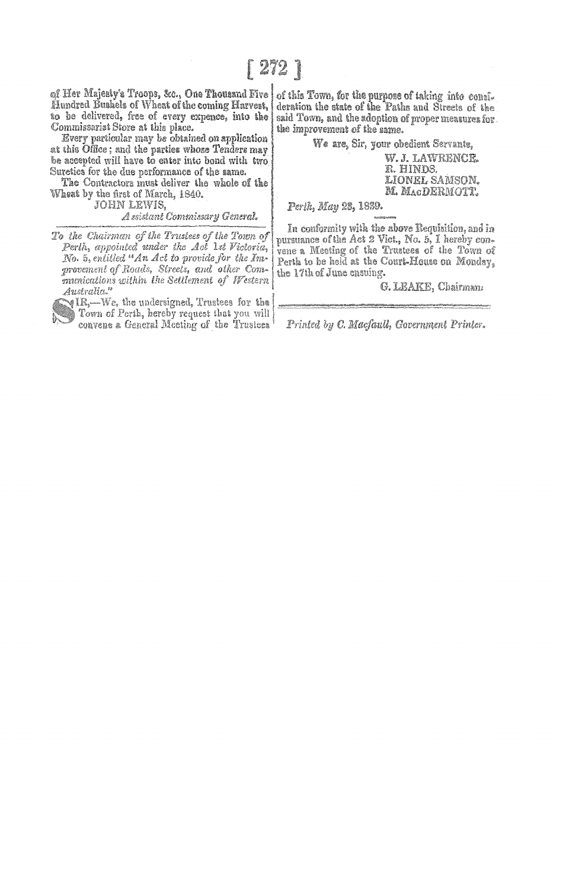of Her Majesty's Troops, &c., One Thousand Five Hundred Bushels of Wheat of the coming Harvest, to be delivered, free of every expence, into the Commissariat Store at this place.

Every particular may be obtained on application at this Office; and the parties whose Tenders may be accepted will have to enter into bond with two Sureties for the due performance of the same.

The Contractors must deliver the whole of the Wheat by the first of March, 1840.

JOHN LEWIS,
*Assistant Commissary General.*

---

*To the Chairman of the Trustees of the Town of Perth, appointed under the Act 1st Victoria, No. 5, entitled "An Act to provide for the Improvement of Roads, Streets, and other Communications within the Settlement of Western Australia."*

SIR,—We, the undersigned, Trustees for the Town of Perth, hereby request that you will convene a General Meeting of the Trustees of this Town, for the purpose of taking into consideration the state of the Paths and Streets of the said Town, and the adoption of proper measures for the improvement of the same.

We are, Sir, your obedient Servants,

W. J. LAWRENCE.
R. HINDS.
LIONEL SAMSON.
M. MACDERMOTT.

*Perth, May 28, 1839.*

In conformity with the above Requisition, and in pursuance of the Act 2 Vict., No. 5, I hereby convene a Meeting of the Trustees of the Town of Perth to be held at the Court-House on Monday, the 17th of June ensuing.

G. LEAKE, Chairman.

---

*Printed by C. Macfaull, Government Printer.*